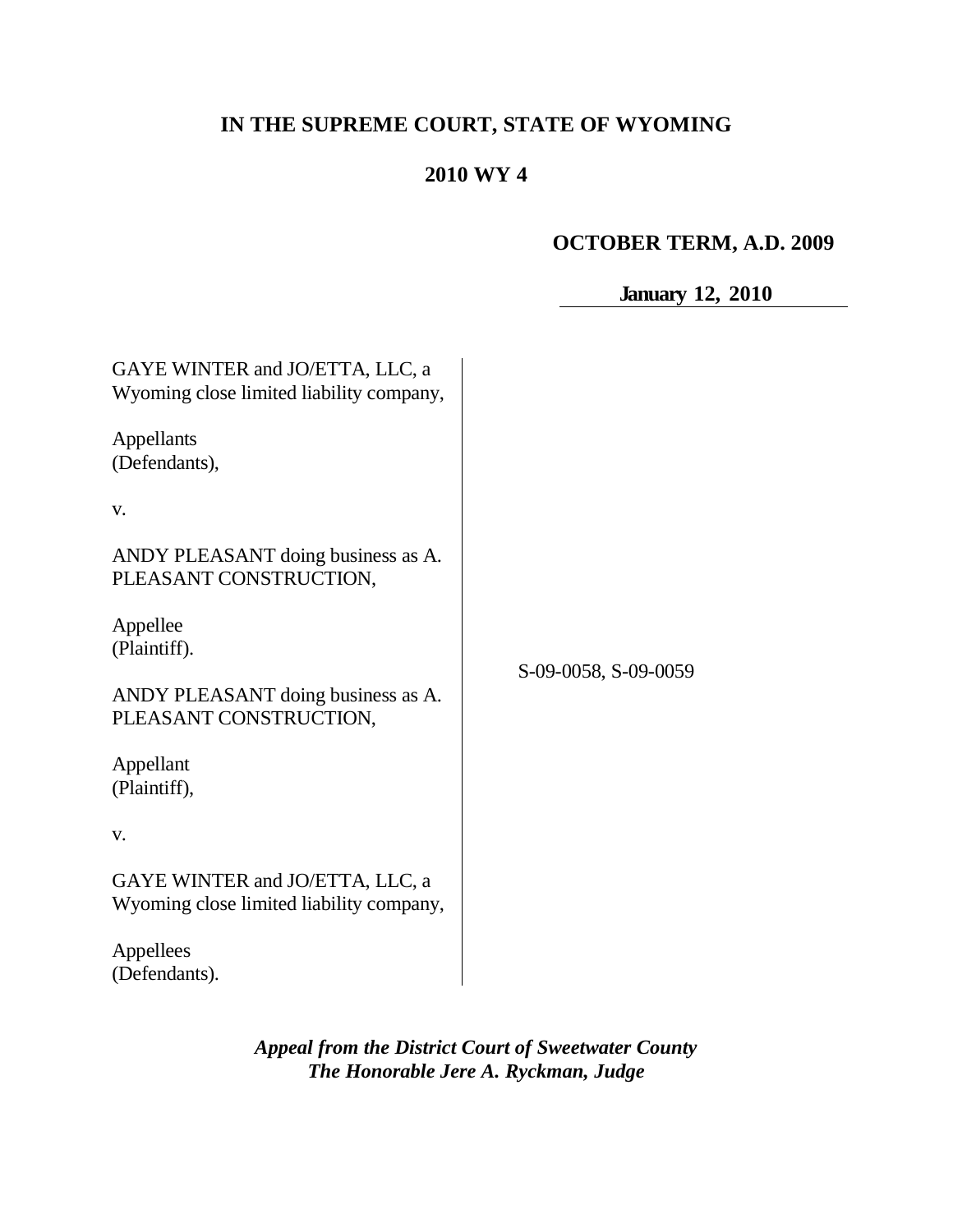**IN THE SUPREME COURT, STATE OF WYOMING**

**2010 WY 4**

**OCTOBER TERM, A.D. 2009**

**January 12, 2010**

GAYE WINTER and JO/ETTA, LLC, a Wyoming close limited liability company,

Appellants
(Defendants),

v.

ANDY PLEASANT doing business as A. PLEASANT CONSTRUCTION,

Appellee
(Plaintiff).

S-09-0058, S-09-0059

ANDY PLEASANT doing business as A. PLEASANT CONSTRUCTION,

Appellant
(Plaintiff),

v.

GAYE WINTER and JO/ETTA, LLC, a Wyoming close limited liability company,

Appellees
(Defendants).

***Appeal from the District Court of Sweetwater County***
***The Honorable Jere A. Ryckman, Judge***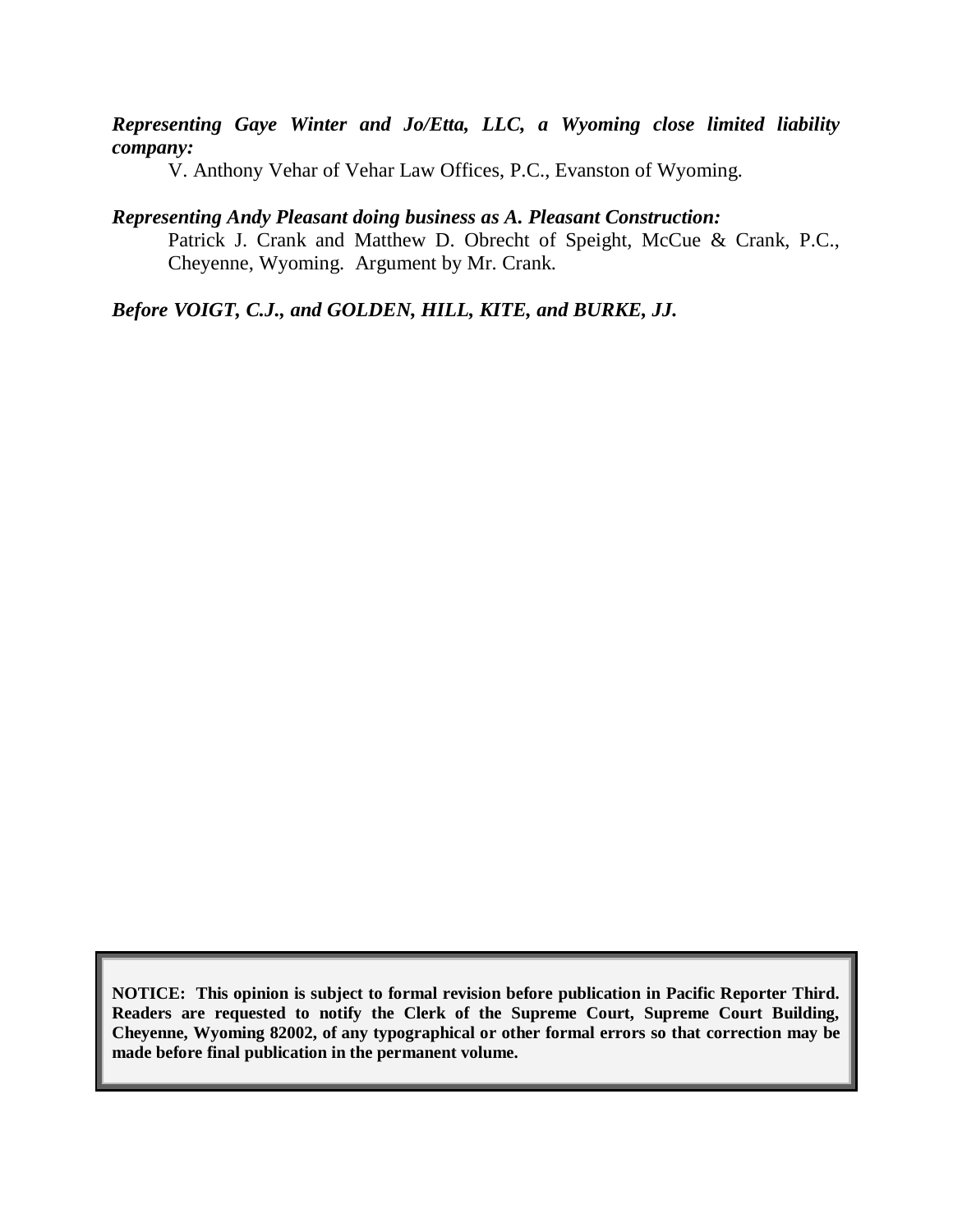***Representing Gaye Winter and Jo/Etta, LLC, a Wyoming close limited liability company:***

V. Anthony Vehar of Vehar Law Offices, P.C., Evanston of Wyoming.

***Representing Andy Pleasant doing business as A. Pleasant Construction:***

Patrick J. Crank and Matthew D. Obrecht of Speight, McCue & Crank, P.C., Cheyenne, Wyoming. Argument by Mr. Crank.

***Before VOIGT, C.J., and GOLDEN, HILL, KITE, and BURKE, JJ.***

**NOTICE: This opinion is subject to formal revision before publication in Pacific Reporter Third. Readers are requested to notify the Clerk of the Supreme Court, Supreme Court Building, Cheyenne, Wyoming 82002, of any typographical or other formal errors so that correction may be made before final publication in the permanent volume.**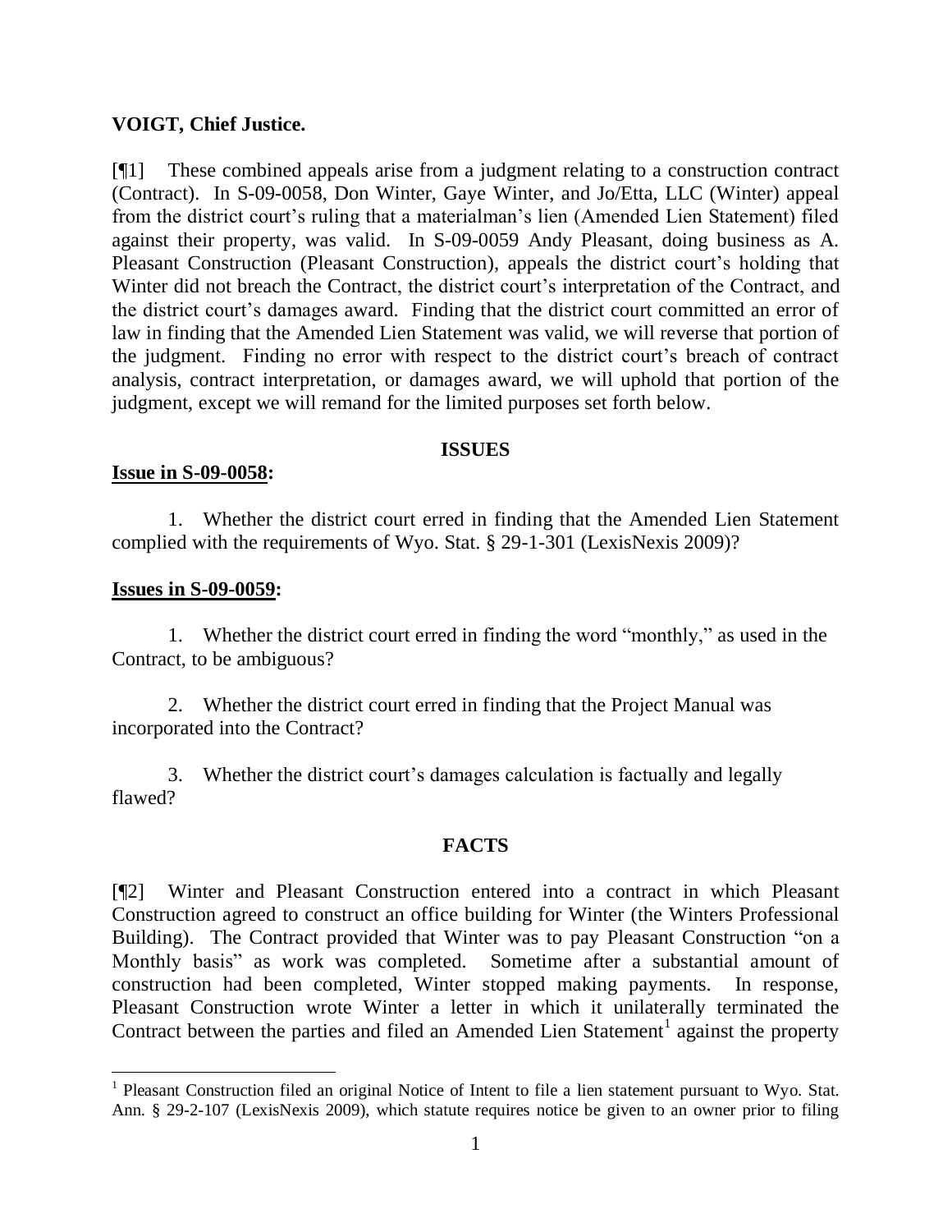**VOIGT, Chief Justice.**

[¶1] These combined appeals arise from a judgment relating to a construction contract (Contract). In S-09-0058, Don Winter, Gaye Winter, and Jo/Etta, LLC (Winter) appeal from the district court's ruling that a materialman's lien (Amended Lien Statement) filed against their property, was valid. In S-09-0059 Andy Pleasant, doing business as A. Pleasant Construction (Pleasant Construction), appeals the district court's holding that Winter did not breach the Contract, the district court's interpretation of the Contract, and the district court's damages award. Finding that the district court committed an error of law in finding that the Amended Lien Statement was valid, we will reverse that portion of the judgment. Finding no error with respect to the district court's breach of contract analysis, contract interpretation, or damages award, we will uphold that portion of the judgment, except we will remand for the limited purposes set forth below.

## ISSUES

**Issue in S-09-0058:**

1. Whether the district court erred in finding that the Amended Lien Statement complied with the requirements of Wyo. Stat. § 29-1-301 (LexisNexis 2009)?

**Issues in S-09-0059:**

1. Whether the district court erred in finding the word "monthly," as used in the Contract, to be ambiguous?

2. Whether the district court erred in finding that the Project Manual was incorporated into the Contract?

3. Whether the district court's damages calculation is factually and legally flawed?

## FACTS

[¶2] Winter and Pleasant Construction entered into a contract in which Pleasant Construction agreed to construct an office building for Winter (the Winters Professional Building). The Contract provided that Winter was to pay Pleasant Construction "on a Monthly basis" as work was completed. Sometime after a substantial amount of construction had been completed, Winter stopped making payments. In response, Pleasant Construction wrote Winter a letter in which it unilaterally terminated the Contract between the parties and filed an Amended Lien Statement[1] against the property

[1] Pleasant Construction filed an original Notice of Intent to file a lien statement pursuant to Wyo. Stat. Ann. § 29-2-107 (LexisNexis 2009), which statute requires notice be given to an owner prior to filing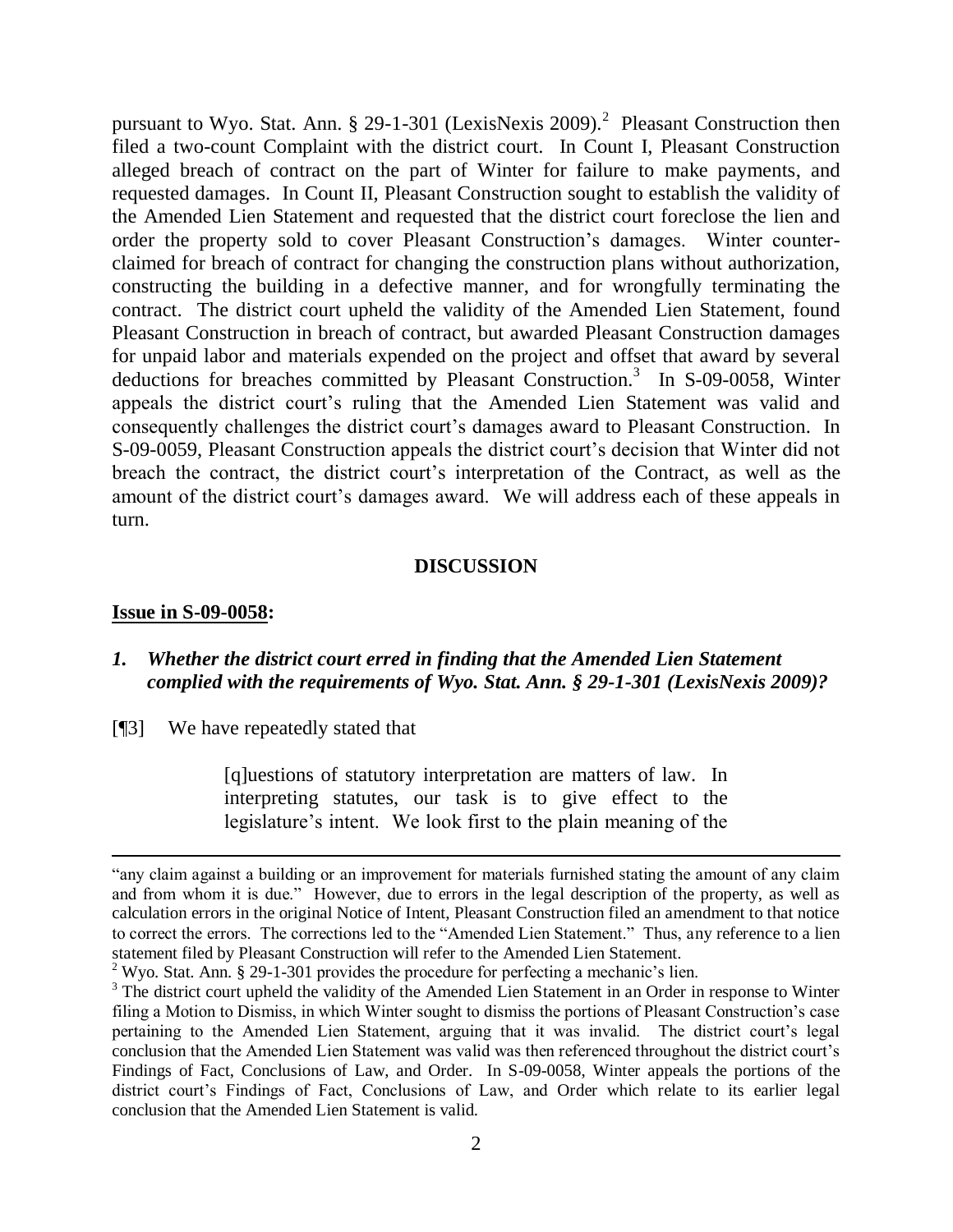pursuant to Wyo. Stat. Ann. § 29-1-301 (LexisNexis 2009).[2] Pleasant Construction then filed a two-count Complaint with the district court. In Count I, Pleasant Construction alleged breach of contract on the part of Winter for failure to make payments, and requested damages. In Count II, Pleasant Construction sought to establish the validity of the Amended Lien Statement and requested that the district court foreclose the lien and order the property sold to cover Pleasant Construction's damages. Winter counter-claimed for breach of contract for changing the construction plans without authorization, constructing the building in a defective manner, and for wrongfully terminating the contract. The district court upheld the validity of the Amended Lien Statement, found Pleasant Construction in breach of contract, but awarded Pleasant Construction damages for unpaid labor and materials expended on the project and offset that award by several deductions for breaches committed by Pleasant Construction.[3] In S-09-0058, Winter appeals the district court's ruling that the Amended Lien Statement was valid and consequently challenges the district court's damages award to Pleasant Construction. In S-09-0059, Pleasant Construction appeals the district court's decision that Winter did not breach the contract, the district court's interpretation of the Contract, as well as the amount of the district court's damages award. We will address each of these appeals in turn.

## DISCUSSION

**Issue in S-09-0058:**

1. ***Whether the district court erred in finding that the Amended Lien Statement complied with the requirements of Wyo. Stat. Ann. § 29-1-301 (LexisNexis 2009)?***

[¶3] We have repeatedly stated that

> [q]uestions of statutory interpretation are matters of law. In interpreting statutes, our task is to give effect to the legislature's intent. We look first to the plain meaning of the

---

"any claim against a building or an improvement for materials furnished stating the amount of any claim and from whom it is due." However, due to errors in the legal description of the property, as well as calculation errors in the original Notice of Intent, Pleasant Construction filed an amendment to that notice to correct the errors. The corrections led to the "Amended Lien Statement." Thus, any reference to a lien statement filed by Pleasant Construction will refer to the Amended Lien Statement.

[2] Wyo. Stat. Ann. § 29-1-301 provides the procedure for perfecting a mechanic's lien.

[3] The district court upheld the validity of the Amended Lien Statement in an Order in response to Winter filing a Motion to Dismiss, in which Winter sought to dismiss the portions of Pleasant Construction's case pertaining to the Amended Lien Statement, arguing that it was invalid. The district court's legal conclusion that the Amended Lien Statement was valid was then referenced throughout the district court's Findings of Fact, Conclusions of Law, and Order. In S-09-0058, Winter appeals the portions of the district court's Findings of Fact, Conclusions of Law, and Order which relate to its earlier legal conclusion that the Amended Lien Statement is valid.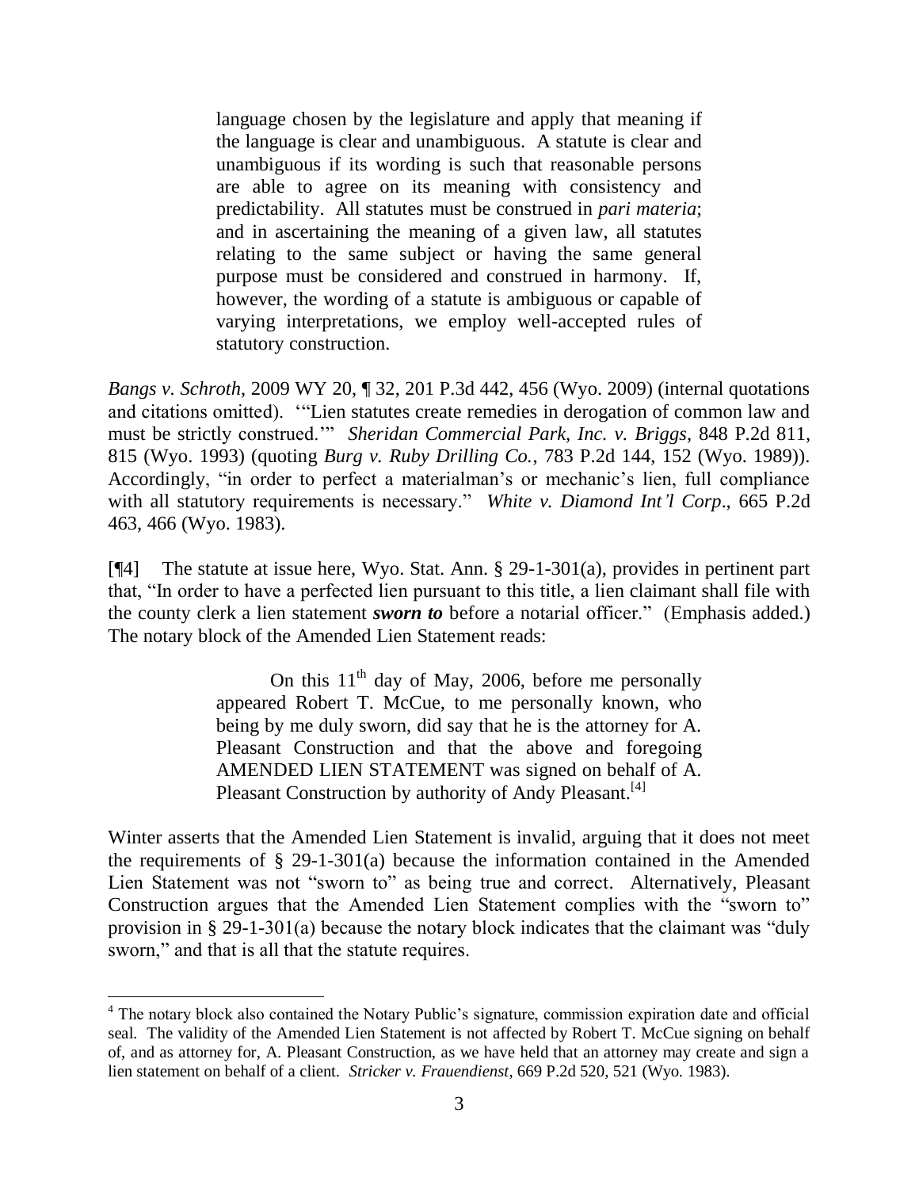> language chosen by the legislature and apply that meaning if the language is clear and unambiguous. A statute is clear and unambiguous if its wording is such that reasonable persons are able to agree on its meaning with consistency and predictability. All statutes must be construed in *pari materia*; and in ascertaining the meaning of a given law, all statutes relating to the same subject or having the same general purpose must be considered and construed in harmony. If, however, the wording of a statute is ambiguous or capable of varying interpretations, we employ well-accepted rules of statutory construction.

*Bangs v. Schroth*, 2009 WY 20, ¶ 32, 201 P.3d 442, 456 (Wyo. 2009) (internal quotations and citations omitted). '"Lien statutes create remedies in derogation of common law and must be strictly construed.'" *Sheridan Commercial Park, Inc. v. Briggs*, 848 P.2d 811, 815 (Wyo. 1993) (quoting *Burg v. Ruby Drilling Co.*, 783 P.2d 144, 152 (Wyo. 1989)). Accordingly, "in order to perfect a materialman's or mechanic's lien, full compliance with all statutory requirements is necessary." *White v. Diamond Int'l Corp*., 665 P.2d 463, 466 (Wyo. 1983).

[¶4] The statute at issue here, Wyo. Stat. Ann. § 29-1-301(a), provides in pertinent part that, "In order to have a perfected lien pursuant to this title, a lien claimant shall file with the county clerk a lien statement ***sworn to*** before a notarial officer." (Emphasis added.) The notary block of the Amended Lien Statement reads:

> On this 11th day of May, 2006, before me personally appeared Robert T. McCue, to me personally known, who being by me duly sworn, did say that he is the attorney for A. Pleasant Construction and that the above and foregoing AMENDED LIEN STATEMENT was signed on behalf of A. Pleasant Construction by authority of Andy Pleasant.[4]

Winter asserts that the Amended Lien Statement is invalid, arguing that it does not meet the requirements of § 29-1-301(a) because the information contained in the Amended Lien Statement was not "sworn to" as being true and correct. Alternatively, Pleasant Construction argues that the Amended Lien Statement complies with the "sworn to" provision in § 29-1-301(a) because the notary block indicates that the claimant was "duly sworn," and that is all that the statute requires.

---

[4] The notary block also contained the Notary Public's signature, commission expiration date and official seal. The validity of the Amended Lien Statement is not affected by Robert T. McCue signing on behalf of, and as attorney for, A. Pleasant Construction, as we have held that an attorney may create and sign a lien statement on behalf of a client. *Stricker v. Frauendienst*, 669 P.2d 520, 521 (Wyo. 1983).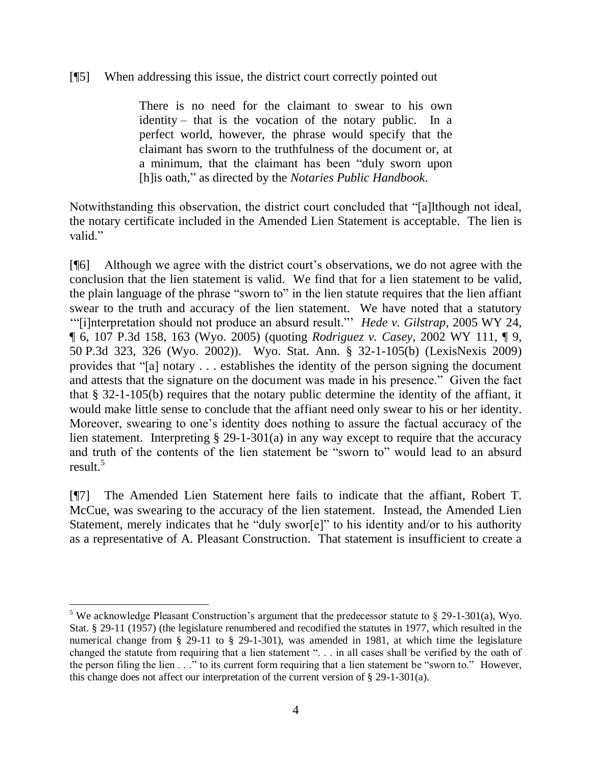[¶5] When addressing this issue, the district court correctly pointed out

> There is no need for the claimant to swear to his own identity – that is the vocation of the notary public. In a perfect world, however, the phrase would specify that the claimant has sworn to the truthfulness of the document or, at a minimum, that the claimant has been "duly sworn upon [h]is oath," as directed by the *Notaries Public Handbook*.

Notwithstanding this observation, the district court concluded that "[a]lthough not ideal, the notary certificate included in the Amended Lien Statement is acceptable. The lien is valid."

[¶6] Although we agree with the district court's observations, we do not agree with the conclusion that the lien statement is valid. We find that for a lien statement to be valid, the plain language of the phrase "sworn to" in the lien statute requires that the lien affiant swear to the truth and accuracy of the lien statement. We have noted that a statutory '"[i]nterpretation should not produce an absurd result."' *Hede v. Gilstrap*, 2005 WY 24, ¶ 6, 107 P.3d 158, 163 (Wyo. 2005) (quoting *Rodriguez v. Casey*, 2002 WY 111, ¶ 9, 50 P.3d 323, 326 (Wyo. 2002)). Wyo. Stat. Ann. § 32-1-105(b) (LexisNexis 2009) provides that "[a] notary . . . establishes the identity of the person signing the document and attests that the signature on the document was made in his presence." Given the fact that § 32-1-105(b) requires that the notary public determine the identity of the affiant, it would make little sense to conclude that the affiant need only swear to his or her identity. Moreover, swearing to one's identity does nothing to assure the factual accuracy of the lien statement. Interpreting § 29-1-301(a) in any way except to require that the accuracy and truth of the contents of the lien statement be "sworn to" would lead to an absurd result.[5]

[¶7] The Amended Lien Statement here fails to indicate that the affiant, Robert T. McCue, was swearing to the accuracy of the lien statement. Instead, the Amended Lien Statement, merely indicates that he "duly swor[e]" to his identity and/or to his authority as a representative of A. Pleasant Construction. That statement is insufficient to create a

---

[5] We acknowledge Pleasant Construction's argument that the predecessor statute to § 29-1-301(a), Wyo. Stat. § 29-11 (1957) (the legislature renumbered and recodified the statutes in 1977, which resulted in the numerical change from § 29-11 to § 29-1-301), was amended in 1981, at which time the legislature changed the statute from requiring that a lien statement ". . . in all cases shall be verified by the oath of the person filing the lien . . ." to its current form requiring that a lien statement be "sworn to." However, this change does not affect our interpretation of the current version of § 29-1-301(a).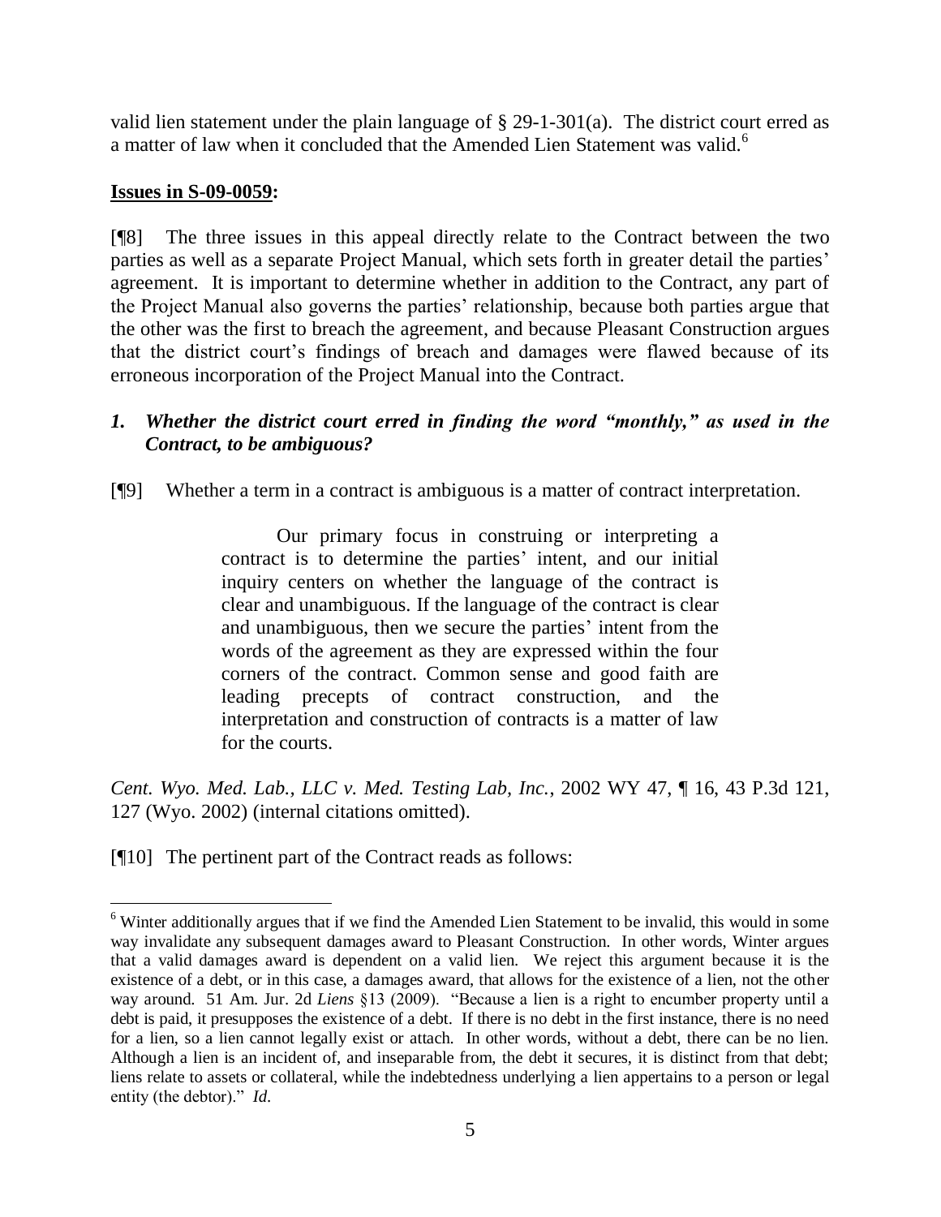valid lien statement under the plain language of § 29-1-301(a). The district court erred as a matter of law when it concluded that the Amended Lien Statement was valid.[6]

**Issues in S-09-0059:**

[¶8] The three issues in this appeal directly relate to the Contract between the two parties as well as a separate Project Manual, which sets forth in greater detail the parties' agreement. It is important to determine whether in addition to the Contract, any part of the Project Manual also governs the parties' relationship, because both parties argue that the other was the first to breach the agreement, and because Pleasant Construction argues that the district court's findings of breach and damages were flawed because of its erroneous incorporation of the Project Manual into the Contract.

### *1. Whether the district court erred in finding the word "monthly," as used in the Contract, to be ambiguous?*

[¶9] Whether a term in a contract is ambiguous is a matter of contract interpretation.

> Our primary focus in construing or interpreting a contract is to determine the parties' intent, and our initial inquiry centers on whether the language of the contract is clear and unambiguous. If the language of the contract is clear and unambiguous, then we secure the parties' intent from the words of the agreement as they are expressed within the four corners of the contract. Common sense and good faith are leading precepts of contract construction, and the interpretation and construction of contracts is a matter of law for the courts.

*Cent. Wyo. Med. Lab., LLC v. Med. Testing Lab, Inc.*, 2002 WY 47, ¶ 16, 43 P.3d 121, 127 (Wyo. 2002) (internal citations omitted).

[¶10] The pertinent part of the Contract reads as follows:

---

[6] Winter additionally argues that if we find the Amended Lien Statement to be invalid, this would in some way invalidate any subsequent damages award to Pleasant Construction. In other words, Winter argues that a valid damages award is dependent on a valid lien. We reject this argument because it is the existence of a debt, or in this case, a damages award, that allows for the existence of a lien, not the other way around. 51 Am. Jur. 2d *Liens* §13 (2009). "Because a lien is a right to encumber property until a debt is paid, it presupposes the existence of a debt. If there is no debt in the first instance, there is no need for a lien, so a lien cannot legally exist or attach. In other words, without a debt, there can be no lien. Although a lien is an incident of, and inseparable from, the debt it secures, it is distinct from that debt; liens relate to assets or collateral, while the indebtedness underlying a lien appertains to a person or legal entity (the debtor)." *Id*.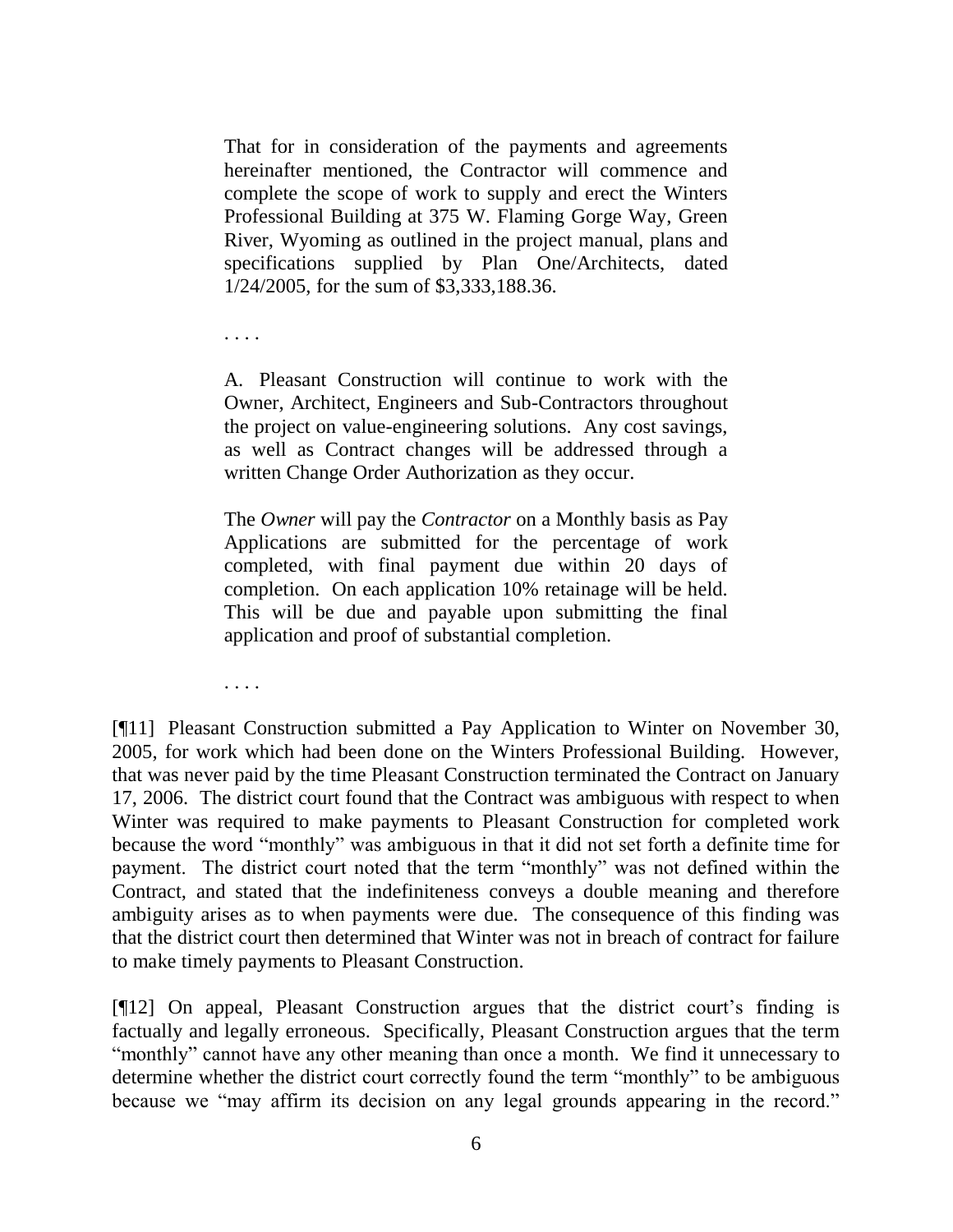> That for in consideration of the payments and agreements hereinafter mentioned, the Contractor will commence and complete the scope of work to supply and erect the Winters Professional Building at 375 W. Flaming Gorge Way, Green River, Wyoming as outlined in the project manual, plans and specifications supplied by Plan One/Architects, dated 1/24/2005, for the sum of $3,333,188.36.
>
> . . . .
>
> A. Pleasant Construction will continue to work with the Owner, Architect, Engineers and Sub-Contractors throughout the project on value-engineering solutions. Any cost savings, as well as Contract changes will be addressed through a written Change Order Authorization as they occur.
>
> The *Owner* will pay the *Contractor* on a Monthly basis as Pay Applications are submitted for the percentage of work completed, with final payment due within 20 days of completion. On each application 10% retainage will be held. This will be due and payable upon submitting the final application and proof of substantial completion.
>
> . . . .

[¶11] Pleasant Construction submitted a Pay Application to Winter on November 30, 2005, for work which had been done on the Winters Professional Building. However, that was never paid by the time Pleasant Construction terminated the Contract on January 17, 2006. The district court found that the Contract was ambiguous with respect to when Winter was required to make payments to Pleasant Construction for completed work because the word "monthly" was ambiguous in that it did not set forth a definite time for payment. The district court noted that the term "monthly" was not defined within the Contract, and stated that the indefiniteness conveys a double meaning and therefore ambiguity arises as to when payments were due. The consequence of this finding was that the district court then determined that Winter was not in breach of contract for failure to make timely payments to Pleasant Construction.

[¶12] On appeal, Pleasant Construction argues that the district court's finding is factually and legally erroneous. Specifically, Pleasant Construction argues that the term "monthly" cannot have any other meaning than once a month. We find it unnecessary to determine whether the district court correctly found the term "monthly" to be ambiguous because we "may affirm its decision on any legal grounds appearing in the record."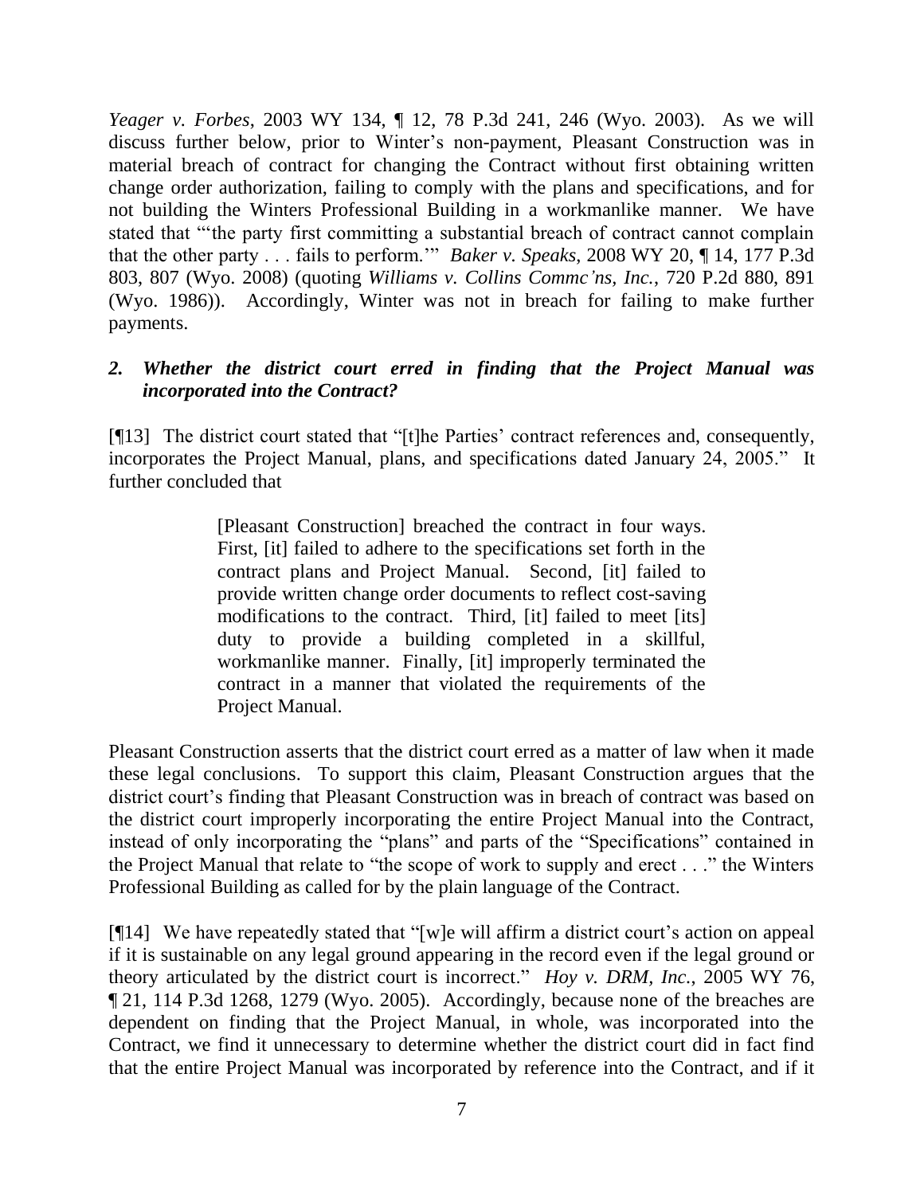*Yeager v. Forbes*, 2003 WY 134, ¶ 12, 78 P.3d 241, 246 (Wyo. 2003). As we will discuss further below, prior to Winter's non-payment, Pleasant Construction was in material breach of contract for changing the Contract without first obtaining written change order authorization, failing to comply with the plans and specifications, and for not building the Winters Professional Building in a workmanlike manner. We have stated that "'the party first committing a substantial breach of contract cannot complain that the other party . . . fails to perform.'" *Baker v. Speaks*, 2008 WY 20, ¶ 14, 177 P.3d 803, 807 (Wyo. 2008) (quoting *Williams v. Collins Commc'ns, Inc.*, 720 P.2d 880, 891 (Wyo. 1986)). Accordingly, Winter was not in breach for failing to make further payments.

### *2. Whether the district court erred in finding that the Project Manual was incorporated into the Contract?*

[¶13] The district court stated that "[t]he Parties' contract references and, consequently, incorporates the Project Manual, plans, and specifications dated January 24, 2005." It further concluded that

> [Pleasant Construction] breached the contract in four ways. First, [it] failed to adhere to the specifications set forth in the contract plans and Project Manual. Second, [it] failed to provide written change order documents to reflect cost-saving modifications to the contract. Third, [it] failed to meet [its] duty to provide a building completed in a skillful, workmanlike manner. Finally, [it] improperly terminated the contract in a manner that violated the requirements of the Project Manual.

Pleasant Construction asserts that the district court erred as a matter of law when it made these legal conclusions. To support this claim, Pleasant Construction argues that the district court's finding that Pleasant Construction was in breach of contract was based on the district court improperly incorporating the entire Project Manual into the Contract, instead of only incorporating the "plans" and parts of the "Specifications" contained in the Project Manual that relate to "the scope of work to supply and erect . . ." the Winters Professional Building as called for by the plain language of the Contract.

[¶14] We have repeatedly stated that "[w]e will affirm a district court's action on appeal if it is sustainable on any legal ground appearing in the record even if the legal ground or theory articulated by the district court is incorrect." *Hoy v. DRM, Inc.*, 2005 WY 76, ¶ 21, 114 P.3d 1268, 1279 (Wyo. 2005). Accordingly, because none of the breaches are dependent on finding that the Project Manual, in whole, was incorporated into the Contract, we find it unnecessary to determine whether the district court did in fact find that the entire Project Manual was incorporated by reference into the Contract, and if it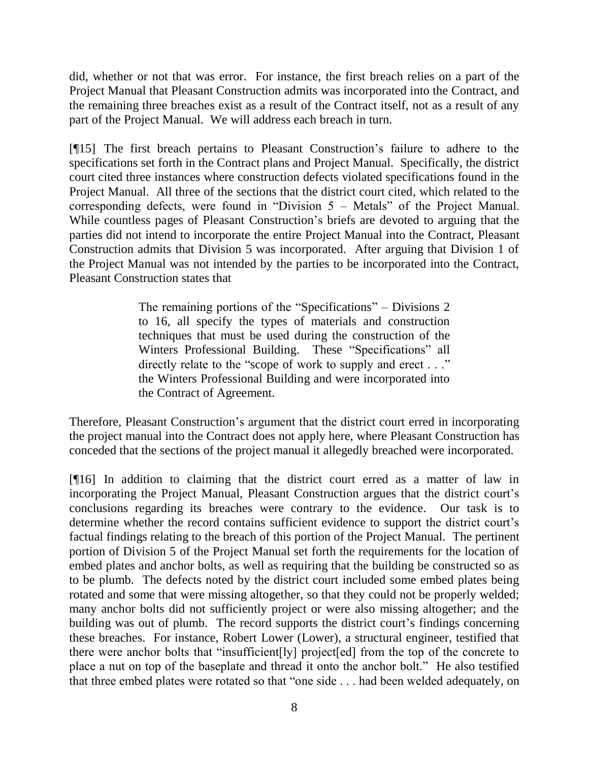did, whether or not that was error. For instance, the first breach relies on a part of the Project Manual that Pleasant Construction admits was incorporated into the Contract, and the remaining three breaches exist as a result of the Contract itself, not as a result of any part of the Project Manual. We will address each breach in turn.

[¶15] The first breach pertains to Pleasant Construction's failure to adhere to the specifications set forth in the Contract plans and Project Manual. Specifically, the district court cited three instances where construction defects violated specifications found in the Project Manual. All three of the sections that the district court cited, which related to the corresponding defects, were found in "Division 5 – Metals" of the Project Manual. While countless pages of Pleasant Construction's briefs are devoted to arguing that the parties did not intend to incorporate the entire Project Manual into the Contract, Pleasant Construction admits that Division 5 was incorporated. After arguing that Division 1 of the Project Manual was not intended by the parties to be incorporated into the Contract, Pleasant Construction states that

> The remaining portions of the "Specifications" – Divisions 2 to 16, all specify the types of materials and construction techniques that must be used during the construction of the Winters Professional Building. These "Specifications" all directly relate to the "scope of work to supply and erect . . ." the Winters Professional Building and were incorporated into the Contract of Agreement.

Therefore, Pleasant Construction's argument that the district court erred in incorporating the project manual into the Contract does not apply here, where Pleasant Construction has conceded that the sections of the project manual it allegedly breached were incorporated.

[¶16] In addition to claiming that the district court erred as a matter of law in incorporating the Project Manual, Pleasant Construction argues that the district court's conclusions regarding its breaches were contrary to the evidence. Our task is to determine whether the record contains sufficient evidence to support the district court's factual findings relating to the breach of this portion of the Project Manual. The pertinent portion of Division 5 of the Project Manual set forth the requirements for the location of embed plates and anchor bolts, as well as requiring that the building be constructed so as to be plumb. The defects noted by the district court included some embed plates being rotated and some that were missing altogether, so that they could not be properly welded; many anchor bolts did not sufficiently project or were also missing altogether; and the building was out of plumb. The record supports the district court's findings concerning these breaches. For instance, Robert Lower (Lower), a structural engineer, testified that there were anchor bolts that "insufficient[ly] project[ed] from the top of the concrete to place a nut on top of the baseplate and thread it onto the anchor bolt." He also testified that three embed plates were rotated so that "one side . . . had been welded adequately, on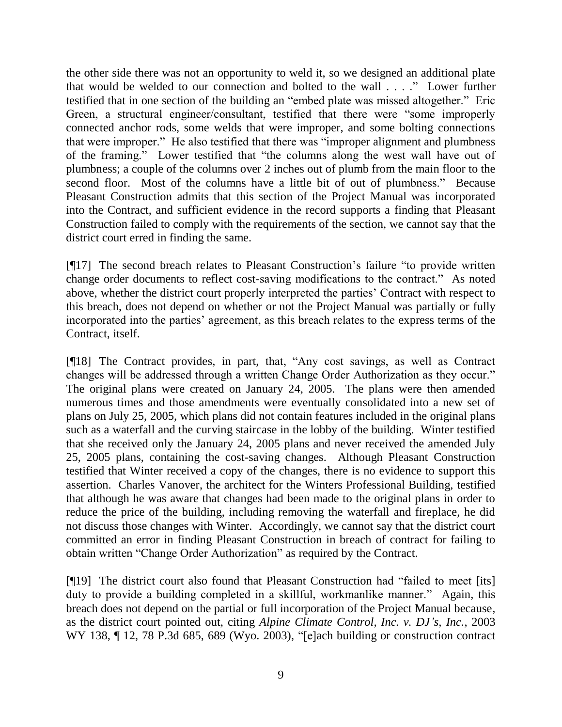the other side there was not an opportunity to weld it, so we designed an additional plate that would be welded to our connection and bolted to the wall . . . ." Lower further testified that in one section of the building an "embed plate was missed altogether." Eric Green, a structural engineer/consultant, testified that there were "some improperly connected anchor rods, some welds that were improper, and some bolting connections that were improper." He also testified that there was "improper alignment and plumbness of the framing." Lower testified that "the columns along the west wall have out of plumbness; a couple of the columns over 2 inches out of plumb from the main floor to the second floor. Most of the columns have a little bit of out of plumbness." Because Pleasant Construction admits that this section of the Project Manual was incorporated into the Contract, and sufficient evidence in the record supports a finding that Pleasant Construction failed to comply with the requirements of the section, we cannot say that the district court erred in finding the same.

[¶17] The second breach relates to Pleasant Construction's failure "to provide written change order documents to reflect cost-saving modifications to the contract." As noted above, whether the district court properly interpreted the parties' Contract with respect to this breach, does not depend on whether or not the Project Manual was partially or fully incorporated into the parties' agreement, as this breach relates to the express terms of the Contract, itself.

[¶18] The Contract provides, in part, that, "Any cost savings, as well as Contract changes will be addressed through a written Change Order Authorization as they occur." The original plans were created on January 24, 2005. The plans were then amended numerous times and those amendments were eventually consolidated into a new set of plans on July 25, 2005, which plans did not contain features included in the original plans such as a waterfall and the curving staircase in the lobby of the building. Winter testified that she received only the January 24, 2005 plans and never received the amended July 25, 2005 plans, containing the cost-saving changes. Although Pleasant Construction testified that Winter received a copy of the changes, there is no evidence to support this assertion. Charles Vanover, the architect for the Winters Professional Building, testified that although he was aware that changes had been made to the original plans in order to reduce the price of the building, including removing the waterfall and fireplace, he did not discuss those changes with Winter. Accordingly, we cannot say that the district court committed an error in finding Pleasant Construction in breach of contract for failing to obtain written "Change Order Authorization" as required by the Contract.

[¶19] The district court also found that Pleasant Construction had "failed to meet [its] duty to provide a building completed in a skillful, workmanlike manner." Again, this breach does not depend on the partial or full incorporation of the Project Manual because, as the district court pointed out, citing *Alpine Climate Control, Inc. v. DJ's, Inc.*, 2003 WY 138, ¶ 12, 78 P.3d 685, 689 (Wyo. 2003), "[e]ach building or construction contract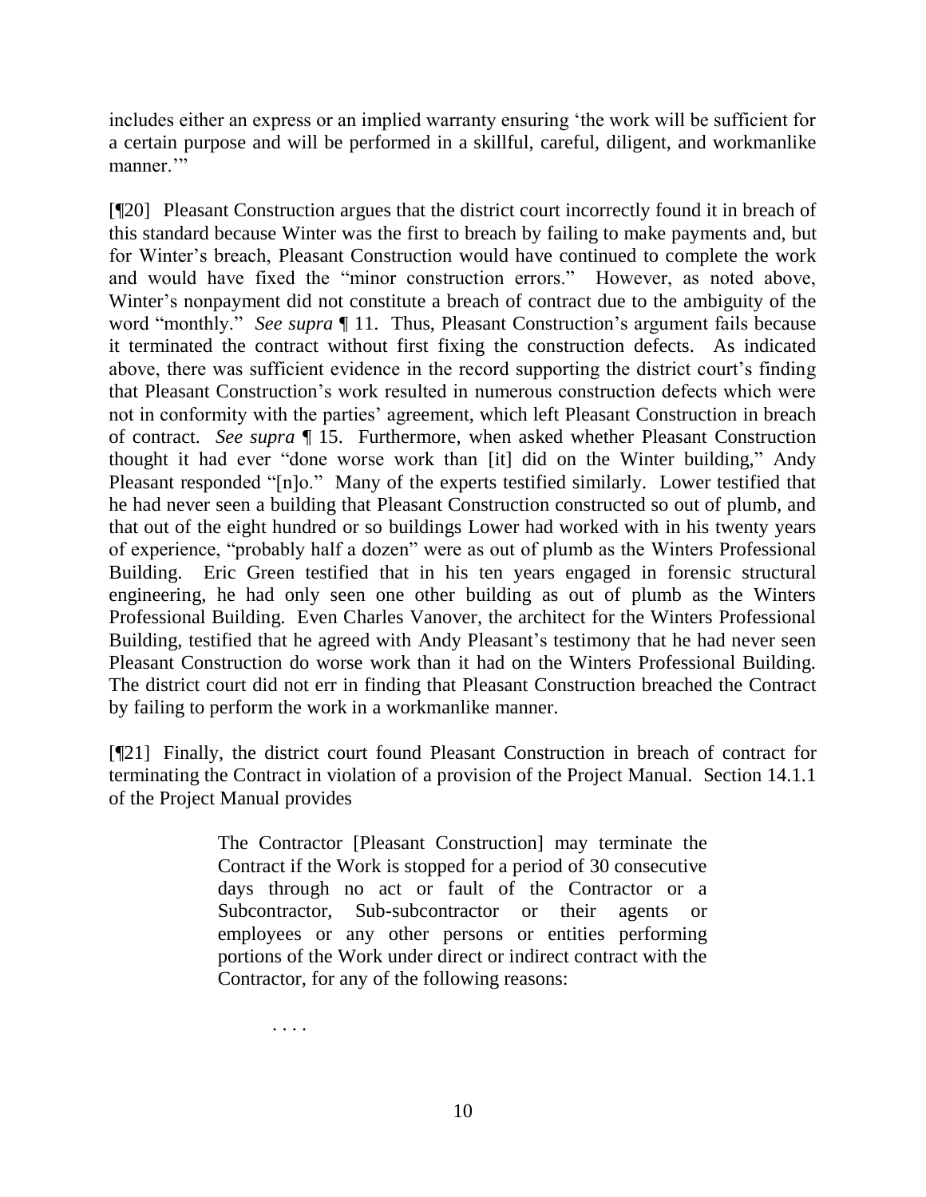includes either an express or an implied warranty ensuring 'the work will be sufficient for a certain purpose and will be performed in a skillful, careful, diligent, and workmanlike manner.'"

[¶20] Pleasant Construction argues that the district court incorrectly found it in breach of this standard because Winter was the first to breach by failing to make payments and, but for Winter's breach, Pleasant Construction would have continued to complete the work and would have fixed the "minor construction errors." However, as noted above, Winter's nonpayment did not constitute a breach of contract due to the ambiguity of the word "monthly." *See supra* ¶ 11. Thus, Pleasant Construction's argument fails because it terminated the contract without first fixing the construction defects. As indicated above, there was sufficient evidence in the record supporting the district court's finding that Pleasant Construction's work resulted in numerous construction defects which were not in conformity with the parties' agreement, which left Pleasant Construction in breach of contract. *See supra* ¶ 15. Furthermore, when asked whether Pleasant Construction thought it had ever "done worse work than [it] did on the Winter building," Andy Pleasant responded "[n]o." Many of the experts testified similarly. Lower testified that he had never seen a building that Pleasant Construction constructed so out of plumb, and that out of the eight hundred or so buildings Lower had worked with in his twenty years of experience, "probably half a dozen" were as out of plumb as the Winters Professional Building. Eric Green testified that in his ten years engaged in forensic structural engineering, he had only seen one other building as out of plumb as the Winters Professional Building. Even Charles Vanover, the architect for the Winters Professional Building, testified that he agreed with Andy Pleasant's testimony that he had never seen Pleasant Construction do worse work than it had on the Winters Professional Building. The district court did not err in finding that Pleasant Construction breached the Contract by failing to perform the work in a workmanlike manner.

[¶21] Finally, the district court found Pleasant Construction in breach of contract for terminating the Contract in violation of a provision of the Project Manual. Section 14.1.1 of the Project Manual provides

> The Contractor [Pleasant Construction] may terminate the Contract if the Work is stopped for a period of 30 consecutive days through no act or fault of the Contractor or a Subcontractor, Sub-subcontractor or their agents or employees or any other persons or entities performing portions of the Work under direct or indirect contract with the Contractor, for any of the following reasons:
>
> . . . .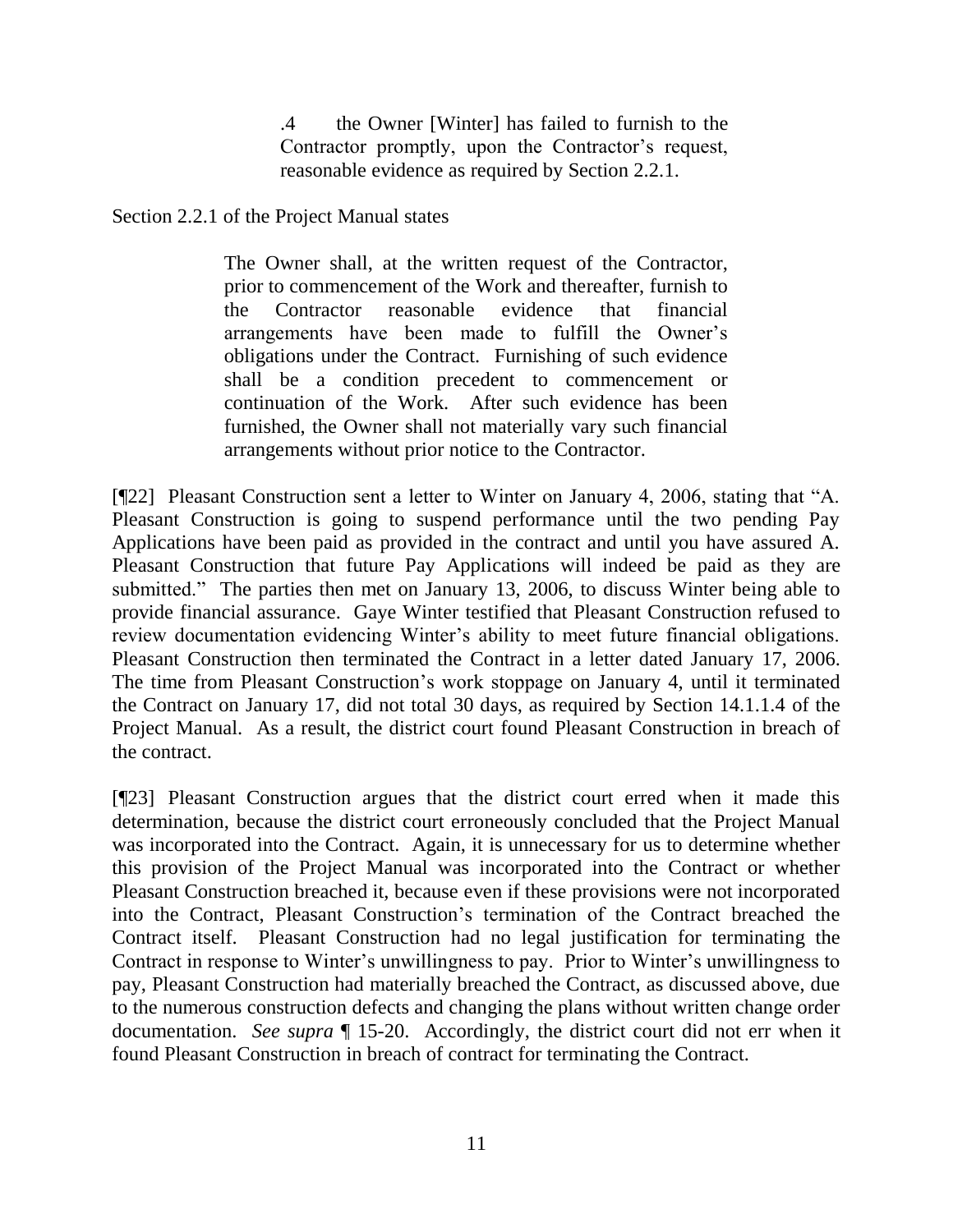> .4 the Owner [Winter] has failed to furnish to the Contractor promptly, upon the Contractor's request, reasonable evidence as required by Section 2.2.1.

Section 2.2.1 of the Project Manual states

> The Owner shall, at the written request of the Contractor, prior to commencement of the Work and thereafter, furnish to the Contractor reasonable evidence that financial arrangements have been made to fulfill the Owner's obligations under the Contract. Furnishing of such evidence shall be a condition precedent to commencement or continuation of the Work. After such evidence has been furnished, the Owner shall not materially vary such financial arrangements without prior notice to the Contractor.

[¶22] Pleasant Construction sent a letter to Winter on January 4, 2006, stating that "A. Pleasant Construction is going to suspend performance until the two pending Pay Applications have been paid as provided in the contract and until you have assured A. Pleasant Construction that future Pay Applications will indeed be paid as they are submitted." The parties then met on January 13, 2006, to discuss Winter being able to provide financial assurance. Gaye Winter testified that Pleasant Construction refused to review documentation evidencing Winter's ability to meet future financial obligations. Pleasant Construction then terminated the Contract in a letter dated January 17, 2006. The time from Pleasant Construction's work stoppage on January 4, until it terminated the Contract on January 17, did not total 30 days, as required by Section 14.1.1.4 of the Project Manual. As a result, the district court found Pleasant Construction in breach of the contract.

[¶23] Pleasant Construction argues that the district court erred when it made this determination, because the district court erroneously concluded that the Project Manual was incorporated into the Contract. Again, it is unnecessary for us to determine whether this provision of the Project Manual was incorporated into the Contract or whether Pleasant Construction breached it, because even if these provisions were not incorporated into the Contract, Pleasant Construction's termination of the Contract breached the Contract itself. Pleasant Construction had no legal justification for terminating the Contract in response to Winter's unwillingness to pay. Prior to Winter's unwillingness to pay, Pleasant Construction had materially breached the Contract, as discussed above, due to the numerous construction defects and changing the plans without written change order documentation. *See supra* ¶ 15-20. Accordingly, the district court did not err when it found Pleasant Construction in breach of contract for terminating the Contract.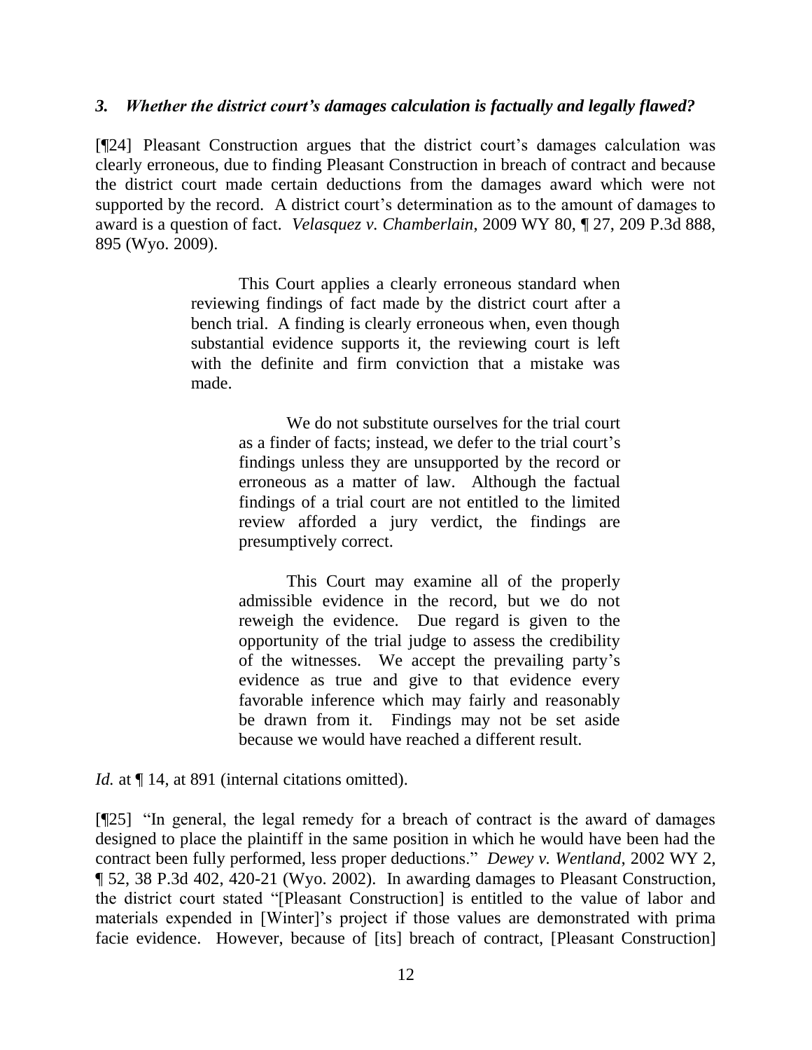### *3. Whether the district court's damages calculation is factually and legally flawed?*

[¶24] Pleasant Construction argues that the district court's damages calculation was clearly erroneous, due to finding Pleasant Construction in breach of contract and because the district court made certain deductions from the damages award which were not supported by the record. A district court's determination as to the amount of damages to award is a question of fact. *Velasquez v. Chamberlain*, 2009 WY 80, ¶ 27, 209 P.3d 888, 895 (Wyo. 2009).

> This Court applies a clearly erroneous standard when reviewing findings of fact made by the district court after a bench trial. A finding is clearly erroneous when, even though substantial evidence supports it, the reviewing court is left with the definite and firm conviction that a mistake was made.
>
> > We do not substitute ourselves for the trial court as a finder of facts; instead, we defer to the trial court's findings unless they are unsupported by the record or erroneous as a matter of law. Although the factual findings of a trial court are not entitled to the limited review afforded a jury verdict, the findings are presumptively correct.
> >
> > This Court may examine all of the properly admissible evidence in the record, but we do not reweigh the evidence. Due regard is given to the opportunity of the trial judge to assess the credibility of the witnesses. We accept the prevailing party's evidence as true and give to that evidence every favorable inference which may fairly and reasonably be drawn from it. Findings may not be set aside because we would have reached a different result.

*Id.* at ¶ 14, at 891 (internal citations omitted).

[¶25] "In general, the legal remedy for a breach of contract is the award of damages designed to place the plaintiff in the same position in which he would have been had the contract been fully performed, less proper deductions." *Dewey v. Wentland*, 2002 WY 2, ¶ 52, 38 P.3d 402, 420-21 (Wyo. 2002). In awarding damages to Pleasant Construction, the district court stated "[Pleasant Construction] is entitled to the value of labor and materials expended in [Winter]'s project if those values are demonstrated with prima facie evidence. However, because of [its] breach of contract, [Pleasant Construction]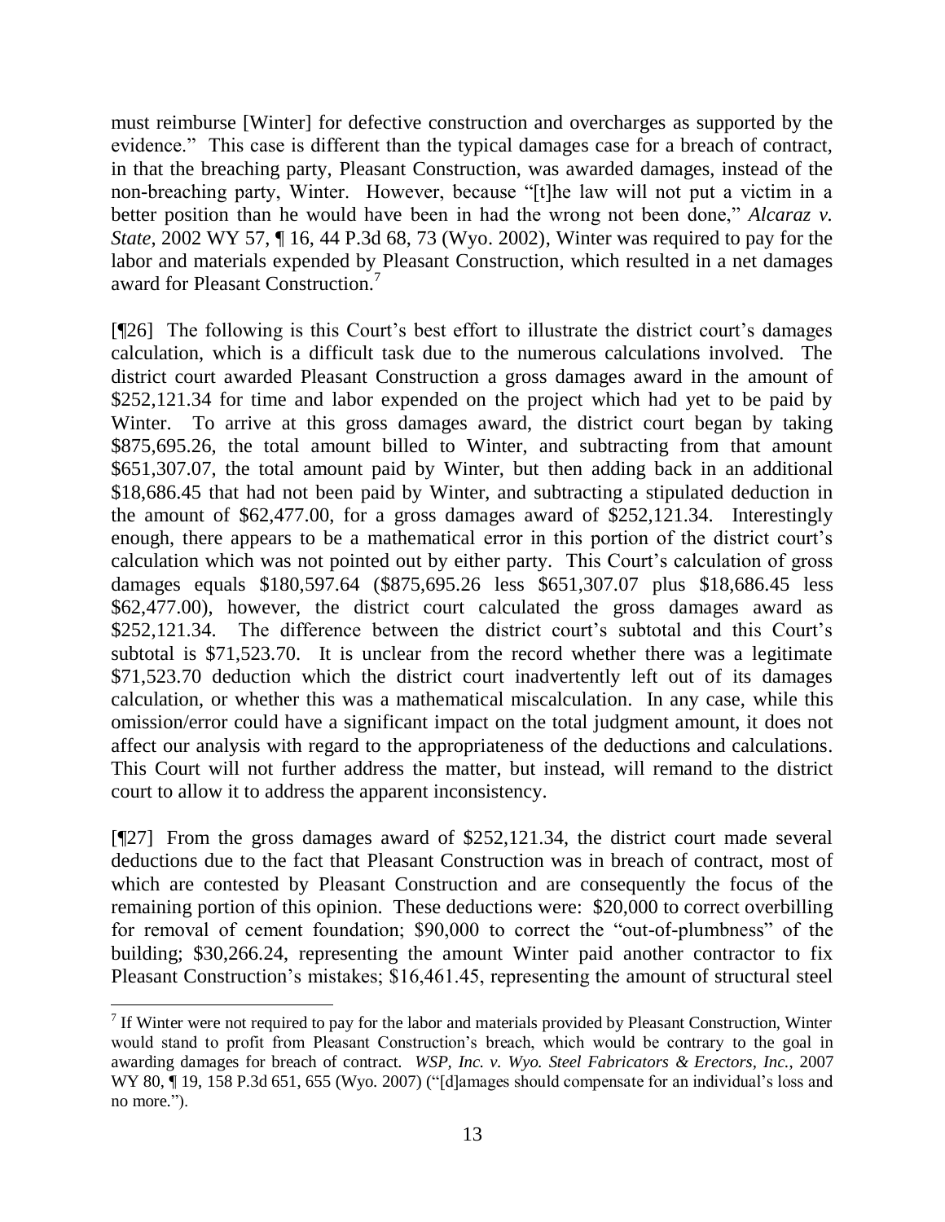must reimburse [Winter] for defective construction and overcharges as supported by the evidence." This case is different than the typical damages case for a breach of contract, in that the breaching party, Pleasant Construction, was awarded damages, instead of the non-breaching party, Winter. However, because "[t]he law will not put a victim in a better position than he would have been in had the wrong not been done," *Alcaraz v. State*, 2002 WY 57, ¶ 16, 44 P.3d 68, 73 (Wyo. 2002), Winter was required to pay for the labor and materials expended by Pleasant Construction, which resulted in a net damages award for Pleasant Construction.[7]

[¶26] The following is this Court's best effort to illustrate the district court's damages calculation, which is a difficult task due to the numerous calculations involved. The district court awarded Pleasant Construction a gross damages award in the amount of $252,121.34 for time and labor expended on the project which had yet to be paid by Winter. To arrive at this gross damages award, the district court began by taking $875,695.26, the total amount billed to Winter, and subtracting from that amount $651,307.07, the total amount paid by Winter, but then adding back in an additional $18,686.45 that had not been paid by Winter, and subtracting a stipulated deduction in the amount of $62,477.00, for a gross damages award of $252,121.34. Interestingly enough, there appears to be a mathematical error in this portion of the district court's calculation which was not pointed out by either party. This Court's calculation of gross damages equals $180,597.64 ($875,695.26 less $651,307.07 plus $18,686.45 less $62,477.00), however, the district court calculated the gross damages award as $252,121.34. The difference between the district court's subtotal and this Court's subtotal is $71,523.70. It is unclear from the record whether there was a legitimate $71,523.70 deduction which the district court inadvertently left out of its damages calculation, or whether this was a mathematical miscalculation. In any case, while this omission/error could have a significant impact on the total judgment amount, it does not affect our analysis with regard to the appropriateness of the deductions and calculations. This Court will not further address the matter, but instead, will remand to the district court to allow it to address the apparent inconsistency.

[¶27] From the gross damages award of $252,121.34, the district court made several deductions due to the fact that Pleasant Construction was in breach of contract, most of which are contested by Pleasant Construction and are consequently the focus of the remaining portion of this opinion. These deductions were: $20,000 to correct overbilling for removal of cement foundation; $90,000 to correct the "out-of-plumbness" of the building; $30,266.24, representing the amount Winter paid another contractor to fix Pleasant Construction's mistakes; $16,461.45, representing the amount of structural steel

---

[7] If Winter were not required to pay for the labor and materials provided by Pleasant Construction, Winter would stand to profit from Pleasant Construction's breach, which would be contrary to the goal in awarding damages for breach of contract. *WSP, Inc. v. Wyo. Steel Fabricators & Erectors, Inc.*, 2007 WY 80, ¶ 19, 158 P.3d 651, 655 (Wyo. 2007) ("[d]amages should compensate for an individual's loss and no more.").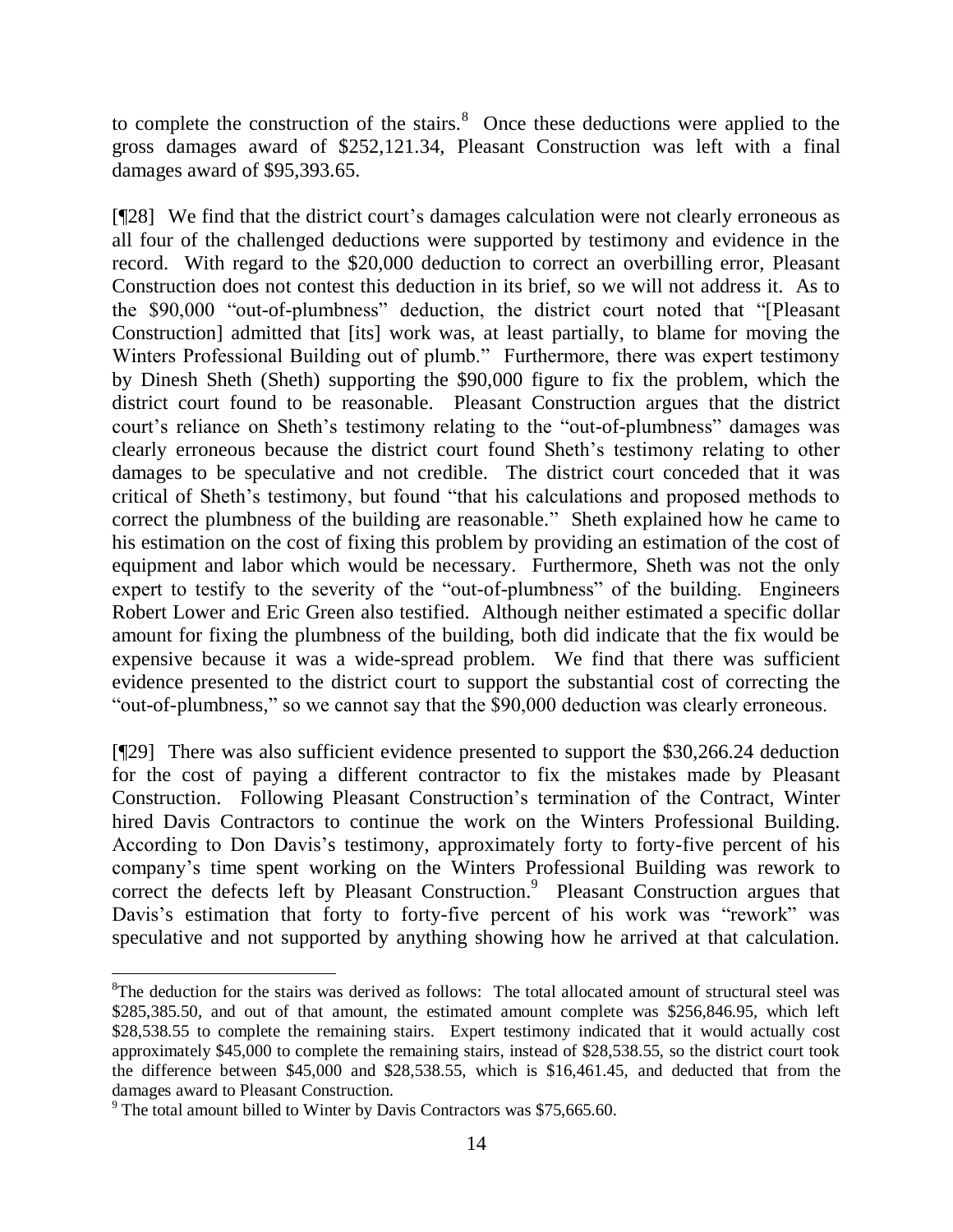to complete the construction of the stairs.[8] Once these deductions were applied to the gross damages award of $252,121.34, Pleasant Construction was left with a final damages award of $95,393.65.

[¶28] We find that the district court's damages calculation were not clearly erroneous as all four of the challenged deductions were supported by testimony and evidence in the record. With regard to the $20,000 deduction to correct an overbilling error, Pleasant Construction does not contest this deduction in its brief, so we will not address it. As to the $90,000 "out-of-plumbness" deduction, the district court noted that "[Pleasant Construction] admitted that [its] work was, at least partially, to blame for moving the Winters Professional Building out of plumb." Furthermore, there was expert testimony by Dinesh Sheth (Sheth) supporting the $90,000 figure to fix the problem, which the district court found to be reasonable. Pleasant Construction argues that the district court's reliance on Sheth's testimony relating to the "out-of-plumbness" damages was clearly erroneous because the district court found Sheth's testimony relating to other damages to be speculative and not credible. The district court conceded that it was critical of Sheth's testimony, but found "that his calculations and proposed methods to correct the plumbness of the building are reasonable." Sheth explained how he came to his estimation on the cost of fixing this problem by providing an estimation of the cost of equipment and labor which would be necessary. Furthermore, Sheth was not the only expert to testify to the severity of the "out-of-plumbness" of the building. Engineers Robert Lower and Eric Green also testified. Although neither estimated a specific dollar amount for fixing the plumbness of the building, both did indicate that the fix would be expensive because it was a wide-spread problem. We find that there was sufficient evidence presented to the district court to support the substantial cost of correcting the "out-of-plumbness," so we cannot say that the $90,000 deduction was clearly erroneous.

[¶29] There was also sufficient evidence presented to support the $30,266.24 deduction for the cost of paying a different contractor to fix the mistakes made by Pleasant Construction. Following Pleasant Construction's termination of the Contract, Winter hired Davis Contractors to continue the work on the Winters Professional Building. According to Don Davis's testimony, approximately forty to forty-five percent of his company's time spent working on the Winters Professional Building was rework to correct the defects left by Pleasant Construction.[9] Pleasant Construction argues that Davis's estimation that forty to forty-five percent of his work was "rework" was speculative and not supported by anything showing how he arrived at that calculation.

---

[8] The deduction for the stairs was derived as follows: The total allocated amount of structural steel was $285,385.50, and out of that amount, the estimated amount complete was $256,846.95, which left $28,538.55 to complete the remaining stairs. Expert testimony indicated that it would actually cost approximately $45,000 to complete the remaining stairs, instead of $28,538.55, so the district court took the difference between $45,000 and $28,538.55, which is $16,461.45, and deducted that from the damages award to Pleasant Construction.

[9] The total amount billed to Winter by Davis Contractors was $75,665.60.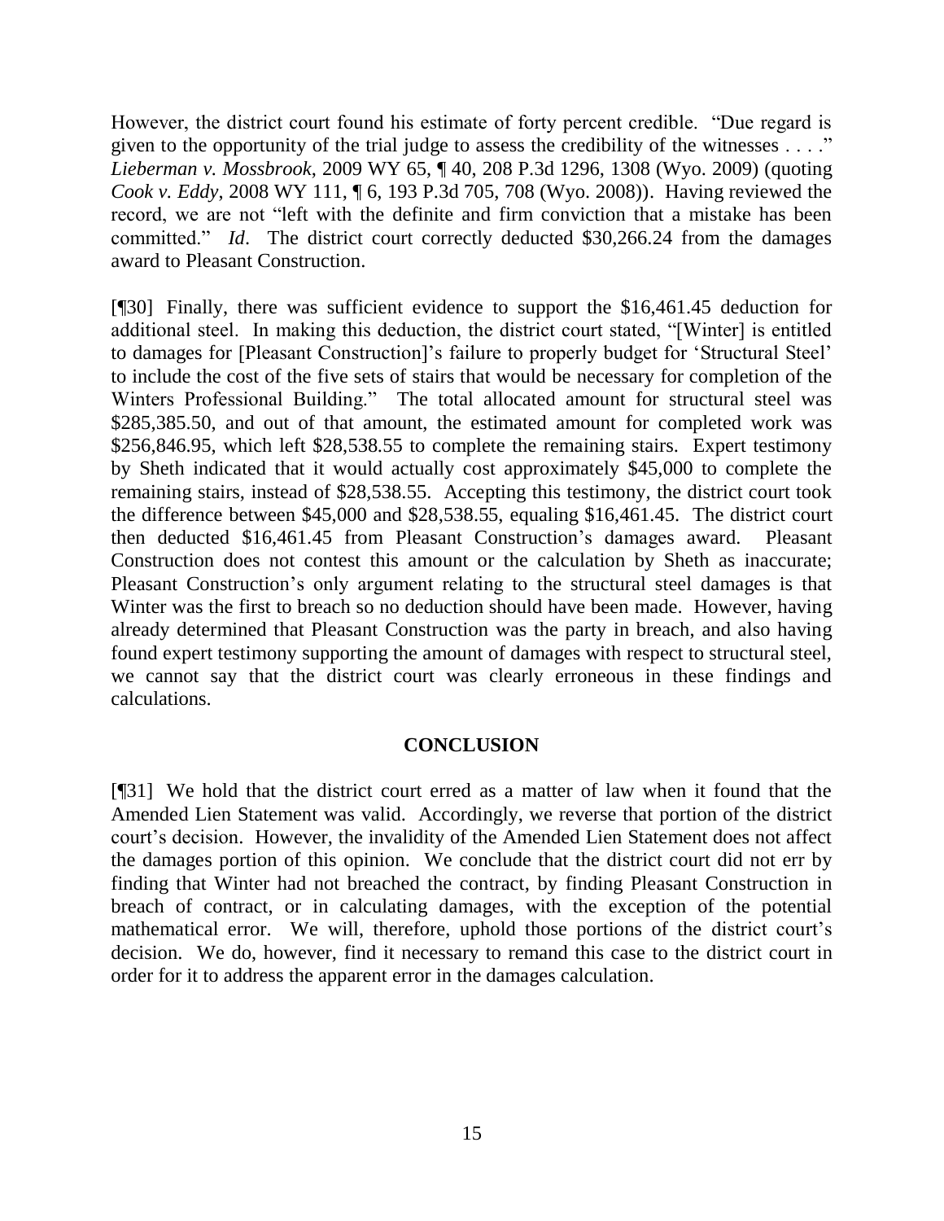However, the district court found his estimate of forty percent credible. "Due regard is given to the opportunity of the trial judge to assess the credibility of the witnesses . . . ." *Lieberman v. Mossbrook*, 2009 WY 65, ¶ 40, 208 P.3d 1296, 1308 (Wyo. 2009) (quoting *Cook v. Eddy*, 2008 WY 111, ¶ 6, 193 P.3d 705, 708 (Wyo. 2008)). Having reviewed the record, we are not "left with the definite and firm conviction that a mistake has been committed." *Id*. The district court correctly deducted $30,266.24 from the damages award to Pleasant Construction.

[¶30] Finally, there was sufficient evidence to support the $16,461.45 deduction for additional steel. In making this deduction, the district court stated, "[Winter] is entitled to damages for [Pleasant Construction]'s failure to properly budget for 'Structural Steel' to include the cost of the five sets of stairs that would be necessary for completion of the Winters Professional Building." The total allocated amount for structural steel was $285,385.50, and out of that amount, the estimated amount for completed work was $256,846.95, which left $28,538.55 to complete the remaining stairs. Expert testimony by Sheth indicated that it would actually cost approximately $45,000 to complete the remaining stairs, instead of $28,538.55. Accepting this testimony, the district court took the difference between $45,000 and $28,538.55, equaling $16,461.45. The district court then deducted $16,461.45 from Pleasant Construction's damages award. Pleasant Construction does not contest this amount or the calculation by Sheth as inaccurate; Pleasant Construction's only argument relating to the structural steel damages is that Winter was the first to breach so no deduction should have been made. However, having already determined that Pleasant Construction was the party in breach, and also having found expert testimony supporting the amount of damages with respect to structural steel, we cannot say that the district court was clearly erroneous in these findings and calculations.

## CONCLUSION

[¶31] We hold that the district court erred as a matter of law when it found that the Amended Lien Statement was valid. Accordingly, we reverse that portion of the district court's decision. However, the invalidity of the Amended Lien Statement does not affect the damages portion of this opinion. We conclude that the district court did not err by finding that Winter had not breached the contract, by finding Pleasant Construction in breach of contract, or in calculating damages, with the exception of the potential mathematical error. We will, therefore, uphold those portions of the district court's decision. We do, however, find it necessary to remand this case to the district court in order for it to address the apparent error in the damages calculation.